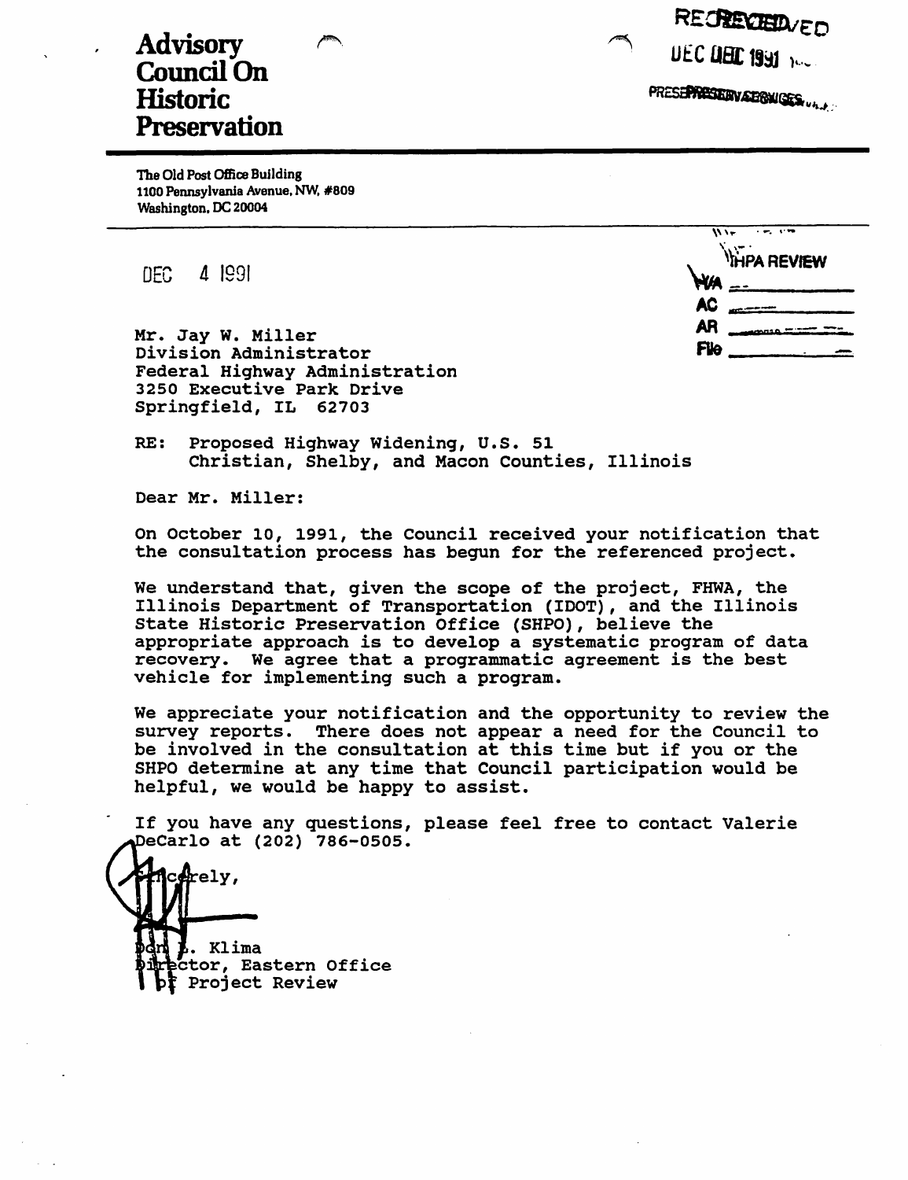# Advisory Council On Historic Preservation

RECEIVED
DEC 1991
PRESERVATION SERVICES

The Old Post Office Building
1100 Pennsylvania Avenue, NW, #809
Washington, DC 20004

IHPA REVIEW
HA ______
AC ______
AR ______
File ______

DEC 4 1991

Mr. Jay W. Miller
Division Administrator
Federal Highway Administration
3250 Executive Park Drive
Springfield, IL 62703

RE: Proposed Highway Widening, U.S. 51
Christian, Shelby, and Macon Counties, Illinois

Dear Mr. Miller:

On October 10, 1991, the Council received your notification that the consultation process has begun for the referenced project.

We understand that, given the scope of the project, FHWA, the Illinois Department of Transportation (IDOT), and the Illinois State Historic Preservation Office (SHPO), believe the appropriate approach is to develop a systematic program of data recovery. We agree that a programmatic agreement is the best vehicle for implementing such a program.

We appreciate your notification and the opportunity to review the survey reports. There does not appear a need for the Council to be involved in the consultation at this time but if you or the SHPO determine at any time that Council participation would be helpful, we would be happy to assist.

If you have any questions, please feel free to contact Valerie DeCarlo at (202) 786-0505.

Sincerely,

Don L. Klima
Director, Eastern Office
of Project Review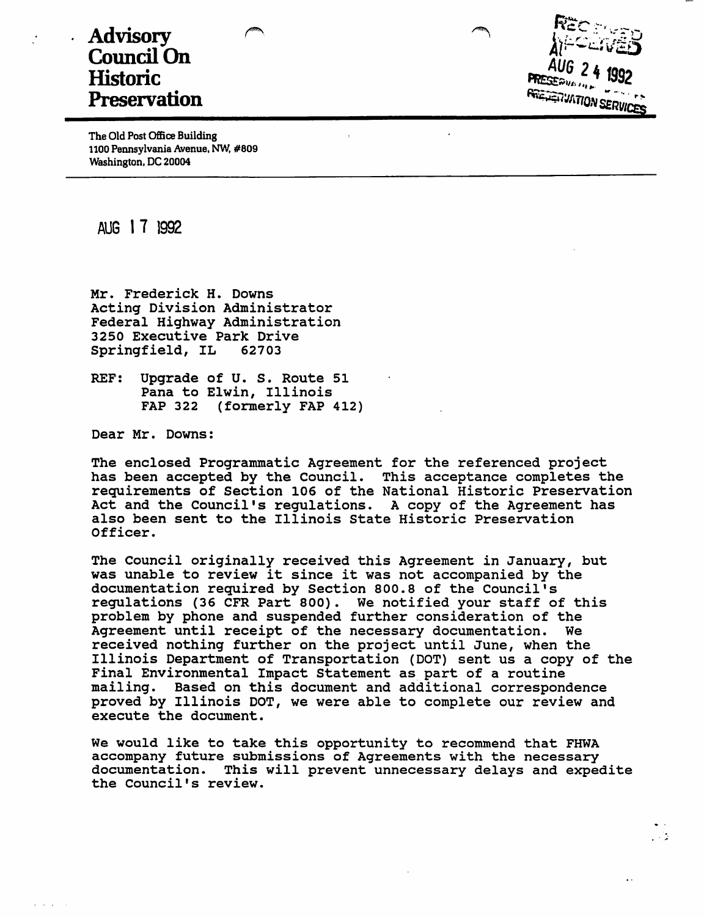**Advisory Council On Historic Preservation**

RECEIVED
AUG 24 1992
PRESERVATION SERVICES

The Old Post Office Building
1100 Pennsylvania Avenue, NW, #809
Washington, DC 20004

AUG 17 1992

Mr. Frederick H. Downs
Acting Division Administrator
Federal Highway Administration
3250 Executive Park Drive
Springfield, IL 62703

REF: Upgrade of U. S. Route 51
Pana to Elwin, Illinois
FAP 322 (formerly FAP 412)

Dear Mr. Downs:

The enclosed Programmatic Agreement for the referenced project has been accepted by the Council. This acceptance completes the requirements of Section 106 of the National Historic Preservation Act and the Council's regulations. A copy of the Agreement has also been sent to the Illinois State Historic Preservation Officer.

The Council originally received this Agreement in January, but was unable to review it since it was not accompanied by the documentation required by Section 800.8 of the Council's regulations (36 CFR Part 800). We notified your staff of this problem by phone and suspended further consideration of the Agreement until receipt of the necessary documentation. We received nothing further on the project until June, when the Illinois Department of Transportation (DOT) sent us a copy of the Final Environmental Impact Statement as part of a routine mailing. Based on this document and additional correspondence proved by Illinois DOT, we were able to complete our review and execute the document.

We would like to take this opportunity to recommend that FHWA accompany future submissions of Agreements with the necessary documentation. This will prevent unnecessary delays and expedite the Council's review.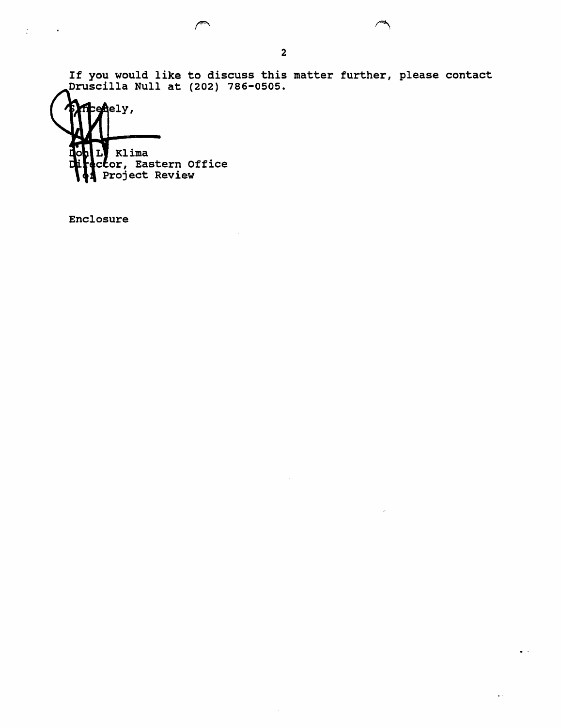If you would like to discuss this matter further, please contact Druscilla Null at (202) 786-0505.

Sincerely,

Don L. Klima
Director, Eastern Office
of Project Review

Enclosure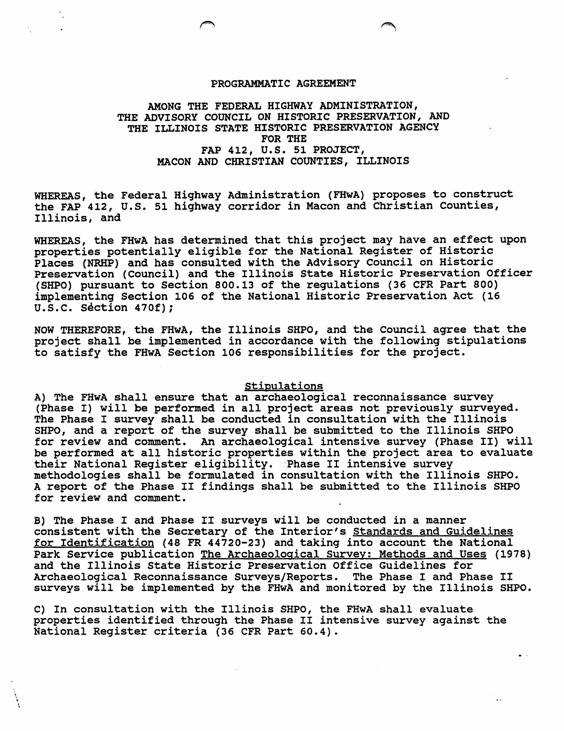# PROGRAMMATIC AGREEMENT

## AMONG THE FEDERAL HIGHWAY ADMINISTRATION, THE ADVISORY COUNCIL ON HISTORIC PRESERVATION, AND THE ILLINOIS STATE HISTORIC PRESERVATION AGENCY FOR THE FAP 412, U.S. 51 PROJECT, MACON AND CHRISTIAN COUNTIES, ILLINOIS

WHEREAS, the Federal Highway Administration (FHwA) proposes to construct the FAP 412, U.S. 51 highway corridor in Macon and Christian Counties, Illinois, and

WHEREAS, the FHwA has determined that this project may have an effect upon properties potentially eligible for the National Register of Historic Places (NRHP) and has consulted with the Advisory Council on Historic Preservation (Council) and the Illinois State Historic Preservation Officer (SHPO) pursuant to Section 800.13 of the regulations (36 CFR Part 800) implementing Section 106 of the National Historic Preservation Act (16 U.S.C. Section 470f);

NOW THEREFORE, the FHwA, the Illinois SHPO, and the Council agree that the project shall be implemented in accordance with the following stipulations to satisfy the FHwA Section 106 responsibilities for the project.

### Stipulations

A) The FHwA shall ensure that an archaeological reconnaissance survey (Phase I) will be performed in all project areas not previously surveyed. The Phase I survey shall be conducted in consultation with the Illinois SHPO, and a report of the survey shall be submitted to the Illinois SHPO for review and comment. An archaeological intensive survey (Phase II) will be performed at all historic properties within the project area to evaluate their National Register eligibility. Phase II intensive survey methodologies shall be formulated in consultation with the Illinois SHPO. A report of the Phase II findings shall be submitted to the Illinois SHPO for review and comment.

B) The Phase I and Phase II surveys will be conducted in a manner consistent with the Secretary of the Interior's Standards and Guidelines for Identification (48 FR 44720-23) and taking into account the National Park Service publication The Archaeological Survey: Methods and Uses (1978) and the Illinois State Historic Preservation Office Guidelines for Archaeological Reconnaissance Surveys/Reports. The Phase I and Phase II surveys will be implemented by the FHwA and monitored by the Illinois SHPO.

C) In consultation with the Illinois SHPO, the FHwA shall evaluate properties identified through the Phase II intensive survey against the National Register criteria (36 CFR Part 60.4).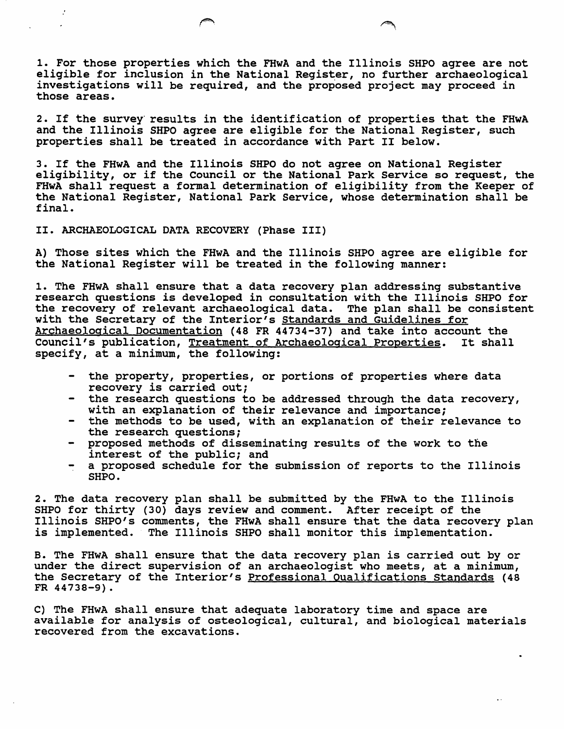1. For those properties which the FHwA and the Illinois SHPO agree are not eligible for inclusion in the National Register, no further archaeological investigations will be required, and the proposed project may proceed in those areas.

2. If the survey results in the identification of properties that the FHwA and the Illinois SHPO agree are eligible for the National Register, such properties shall be treated in accordance with Part II below.

3. If the FHwA and the Illinois SHPO do not agree on National Register eligibility, or if the Council or the National Park Service so request, the FHwA shall request a formal determination of eligibility from the Keeper of the National Register, National Park Service, whose determination shall be final.

II. ARCHAEOLOGICAL DATA RECOVERY (Phase III)

A) Those sites which the FHwA and the Illinois SHPO agree are eligible for the National Register will be treated in the following manner:

1. The FHwA shall ensure that a data recovery plan addressing substantive research questions is developed in consultation with the Illinois SHPO for the recovery of relevant archaeological data. The plan shall be consistent with the Secretary of the Interior's Standards and Guidelines for Archaeological Documentation (48 FR 44734-37) and take into account the Council's publication, Treatment of Archaeological Properties. It shall specify, at a minimum, the following:

- the property, properties, or portions of properties where data recovery is carried out;
- the research questions to be addressed through the data recovery, with an explanation of their relevance and importance;
- the methods to be used, with an explanation of their relevance to the research questions;
- proposed methods of disseminating results of the work to the interest of the public; and
- a proposed schedule for the submission of reports to the Illinois SHPO.

2. The data recovery plan shall be submitted by the FHwA to the Illinois SHPO for thirty (30) days review and comment. After receipt of the Illinois SHPO's comments, the FHwA shall ensure that the data recovery plan is implemented. The Illinois SHPO shall monitor this implementation.

B. The FHwA shall ensure that the data recovery plan is carried out by or under the direct supervision of an archaeologist who meets, at a minimum, the Secretary of the Interior's Professional Qualifications Standards (48 FR 44738-9).

C) The FHwA shall ensure that adequate laboratory time and space are available for analysis of osteological, cultural, and biological materials recovered from the excavations.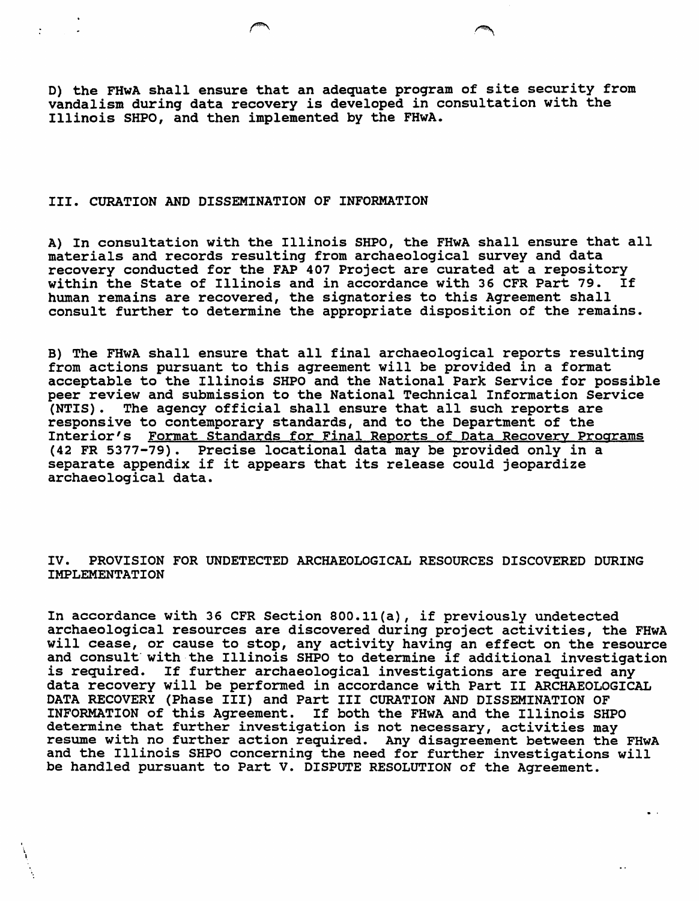D) the FHwA shall ensure that an adequate program of site security from vandalism during data recovery is developed in consultation with the Illinois SHPO, and then implemented by the FHwA.

## III. CURATION AND DISSEMINATION OF INFORMATION

A) In consultation with the Illinois SHPO, the FHwA shall ensure that all materials and records resulting from archaeological survey and data recovery conducted for the FAP 407 Project are curated at a repository within the State of Illinois and in accordance with 36 CFR Part 79. If human remains are recovered, the signatories to this Agreement shall consult further to determine the appropriate disposition of the remains.

B) The FHwA shall ensure that all final archaeological reports resulting from actions pursuant to this agreement will be provided in a format acceptable to the Illinois SHPO and the National Park Service for possible peer review and submission to the National Technical Information Service (NTIS). The agency official shall ensure that all such reports are responsive to contemporary standards, and to the Department of the Interior's <u>Format Standards for Final Reports of Data Recovery Programs</u> (42 FR 5377-79). Precise locational data may be provided only in a separate appendix if it appears that its release could jeopardize archaeological data.

## IV. PROVISION FOR UNDETECTED ARCHAEOLOGICAL RESOURCES DISCOVERED DURING IMPLEMENTATION

In accordance with 36 CFR Section 800.11(a), if previously undetected archaeological resources are discovered during project activities, the FHwA will cease, or cause to stop, any activity having an effect on the resource and consult with the Illinois SHPO to determine if additional investigation is required. If further archaeological investigations are required any data recovery will be performed in accordance with Part II ARCHAEOLOGICAL DATA RECOVERY (Phase III) and Part III CURATION AND DISSEMINATION OF INFORMATION of this Agreement. If both the FHwA and the Illinois SHPO determine that further investigation is not necessary, activities may resume with no further action required. Any disagreement between the FHwA and the Illinois SHPO concerning the need for further investigations will be handled pursuant to Part V. DISPUTE RESOLUTION of the Agreement.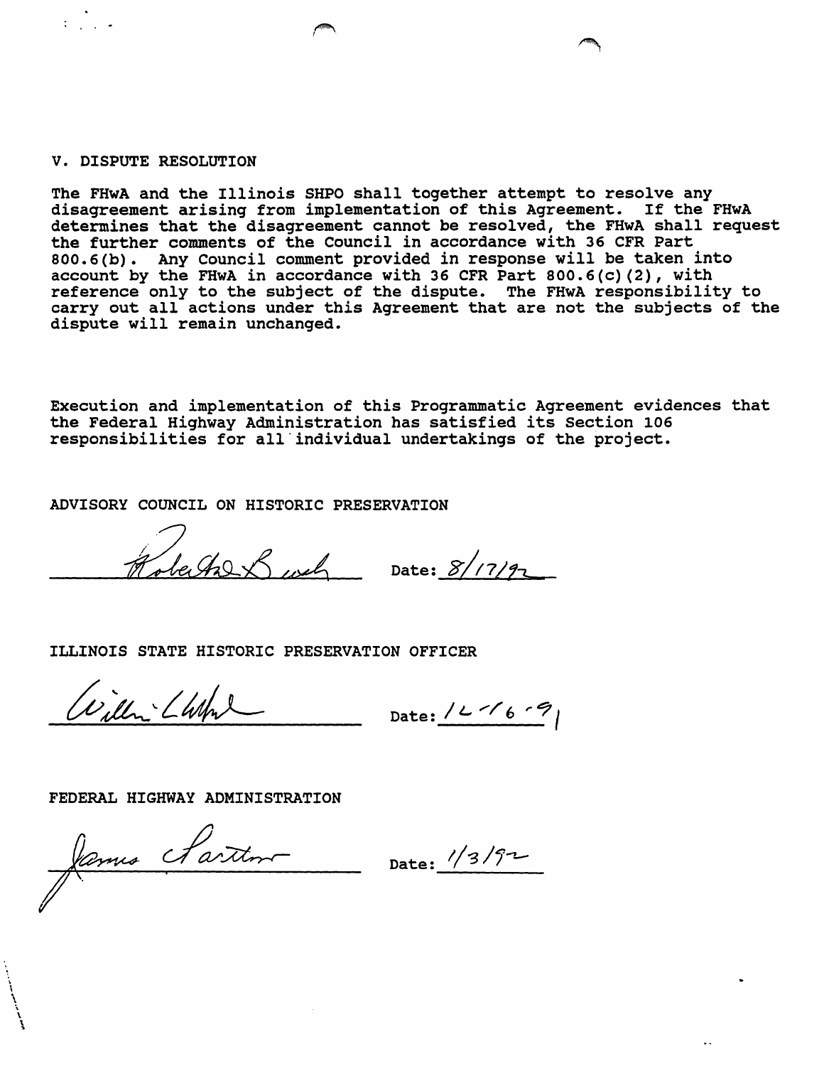## V. DISPUTE RESOLUTION

The FHwA and the Illinois SHPO shall together attempt to resolve any disagreement arising from implementation of this Agreement. If the FHwA determines that the disagreement cannot be resolved, the FHwA shall request the further comments of the Council in accordance with 36 CFR Part 800.6(b). Any Council comment provided in response will be taken into account by the FHwA in accordance with 36 CFR Part 800.6(c)(2), with reference only to the subject of the dispute. The FHwA responsibility to carry out all actions under this Agreement that are not the subjects of the dispute will remain unchanged.

Execution and implementation of this Programmatic Agreement evidences that the Federal Highway Administration has satisfied its Section 106 responsibilities for all individual undertakings of the project.

ADVISORY COUNCIL ON HISTORIC PRESERVATION

Robert D. Bush — Date: 8/17/92

ILLINOIS STATE HISTORIC PRESERVATION OFFICER

William L. Wheeler — Date: 12-16-91

FEDERAL HIGHWAY ADMINISTRATION

James Partlow — Date: 1/3/92